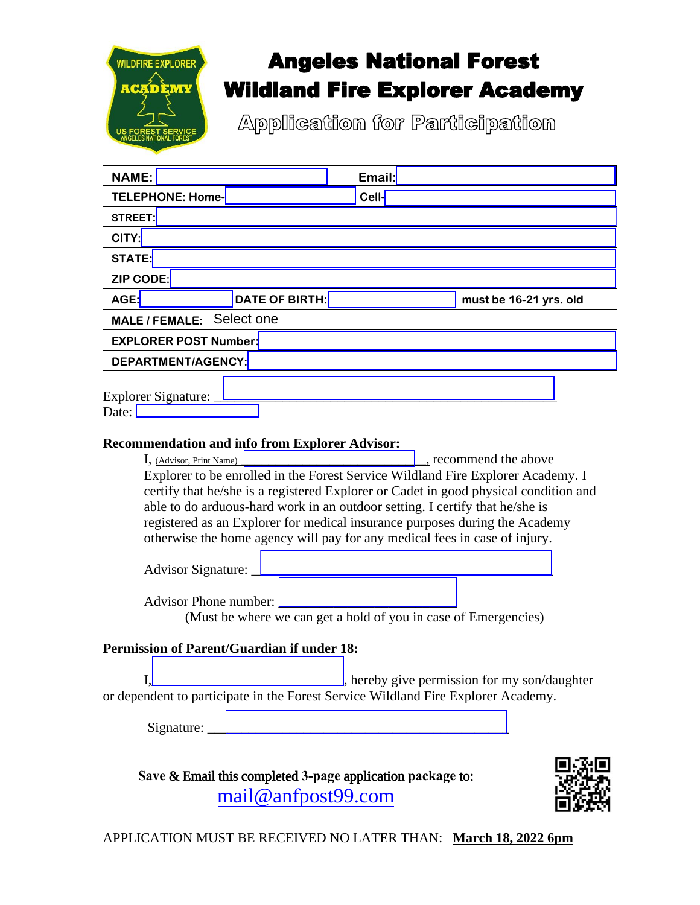# Angeles National Forest
# Wildland Fire Explorer Academy
## Application for Participation

| | |
|---|---|
| **NAME:** | **Email:** |
| **TELEPHONE: Home-** | **Cell-** |
| **STREET:** | |
| **CITY:** | |
| **STATE:** | |
| **ZIP CODE:** | |
| **AGE:** **DATE OF BIRTH:** | **must be 16-21 yrs. old** |
| **MALE / FEMALE:** Select one | |
| **EXPLORER POST Number:** | |
| **DEPARTMENT/AGENCY:** | |

Explorer Signature: ______________________________

Date:

**Recommendation and info from Explorer Advisor:**

I, (Advisor, Print Name) ______________________________, recommend the above Explorer to be enrolled in the Forest Service Wildland Fire Explorer Academy. I certify that he/she is a registered Explorer or Cadet in good physical condition and able to do arduous-hard work in an outdoor setting. I certify that he/she is registered as an Explorer for medical insurance purposes during the Academy otherwise the home agency will pay for any medical fees in case of injury.

Advisor Signature: ______________________________

Advisor Phone number: ______________________________

(Must be where we can get a hold of you in case of Emergencies)

**Permission of Parent/Guardian if under 18:**

I, ______________________________, hereby give permission for my son/daughter or dependent to participate in the Forest Service Wildland Fire Explorer Academy.

Signature: ______________________________

**Save & Email this completed 3-page application package to:**

mail@anfpost99.com

APPLICATION MUST BE RECEIVED NO LATER THAN: **March 18, 2022 6pm**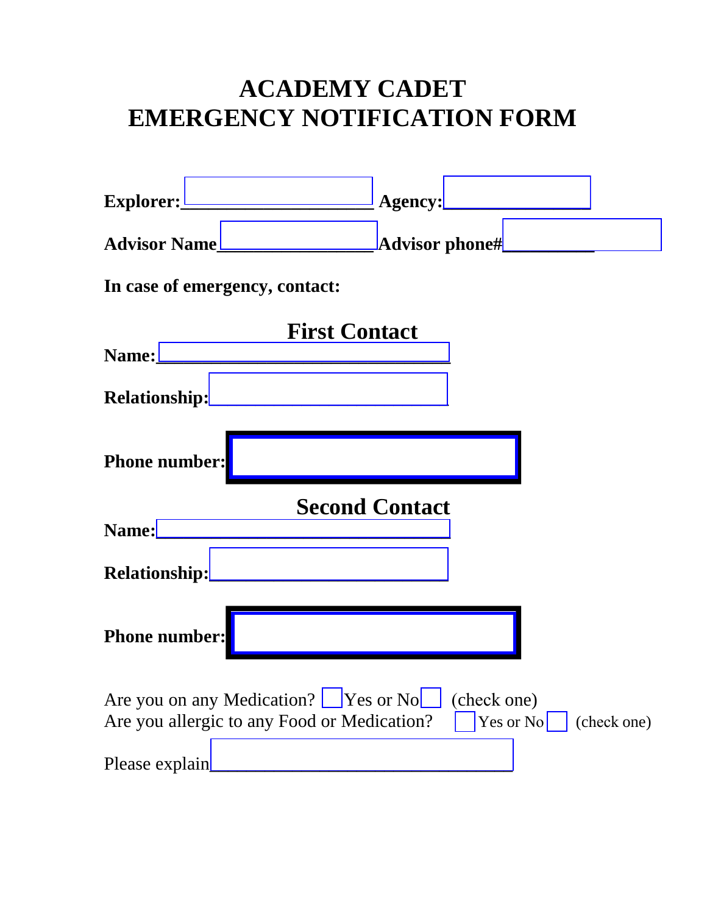# ACADEMY CADET
# EMERGENCY NOTIFICATION FORM

**Explorer:**____________________ **Agency:**

**Advisor Name**________________**Advisor phone#**__________

**In case of emergency, contact:**

## First Contact

**Name:**

**Relationship:**

**Phone number:**

## Second Contact

**Name:**

**Relationship:**

**Phone number:**

Are you on any Medication? ☐ Yes or No ☐ (check one)
Are you allergic to any Food or Medication? ☐ Yes or No ☐ (check one)

Please explain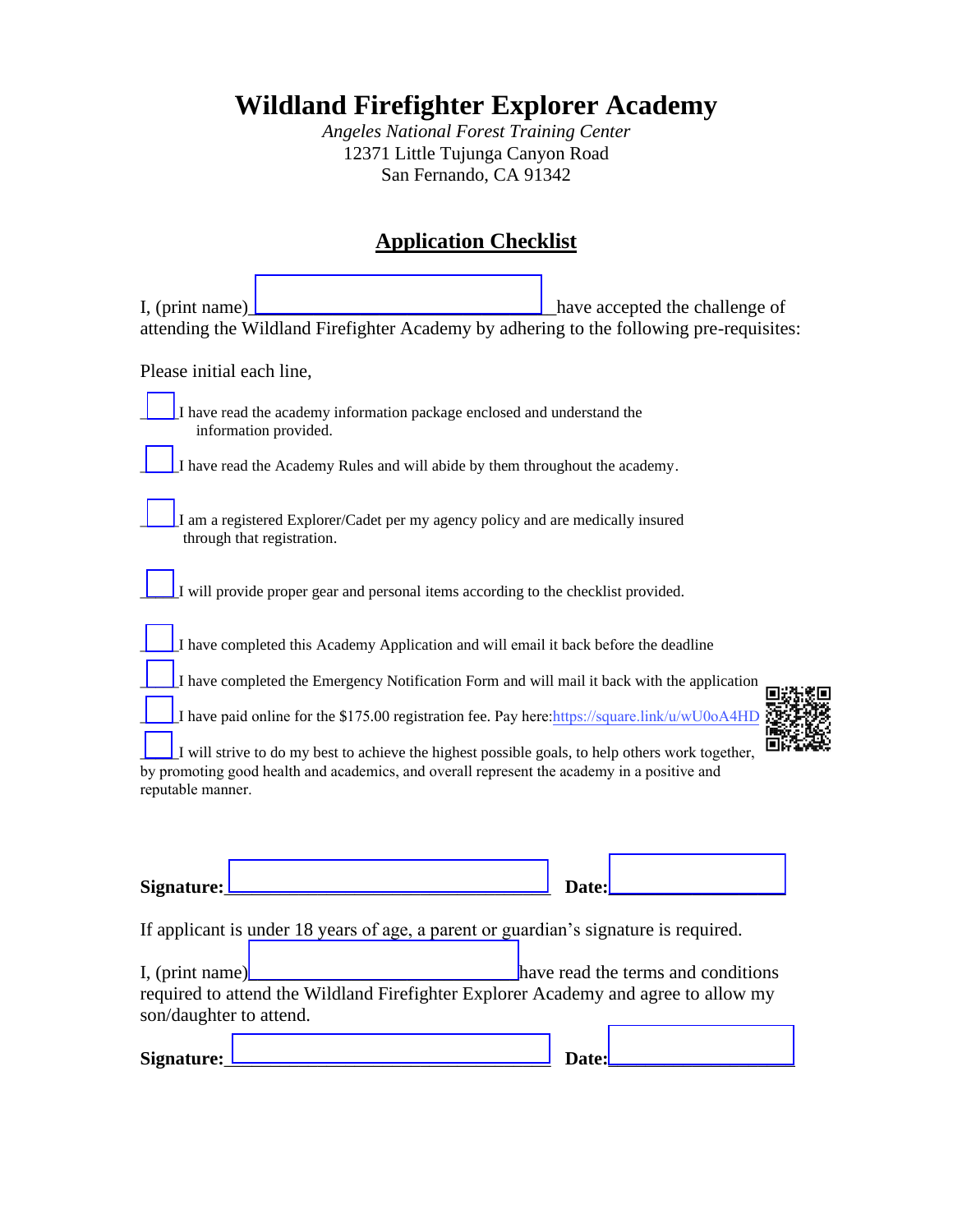# Wildland Firefighter Explorer Academy

*Angeles National Forest Training Center*
12371 Little Tujunga Canyon Road
San Fernando, CA 91342

## Application Checklist

I, (print name)______________________________have accepted the challenge of attending the Wildland Firefighter Academy by adhering to the following pre-requisites:

Please initial each line,

_____I have read the academy information package enclosed and understand the information provided.

_____I have read the Academy Rules and will abide by them throughout the academy.

_____I am a registered Explorer/Cadet per my agency policy and are medically insured through that registration.

_____I will provide proper gear and personal items according to the checklist provided.

_____I have completed this Academy Application and will email it back before the deadline

_____I have completed the Emergency Notification Form and will mail it back with the application

_____I have paid online for the $175.00 registration fee. Pay here:https://square.link/u/wU0oA4HD

_____I will strive to do my best to achieve the highest possible goals, to help others work together, by promoting good health and academics, and overall represent the academy in a positive and reputable manner.

**Signature:**______________________________ **Date:**______________

If applicant is under 18 years of age, a parent or guardian's signature is required.

I, (print name)______________________________have read the terms and conditions required to attend the Wildland Firefighter Explorer Academy and agree to allow my son/daughter to attend.

**Signature:**______________________________ **Date:**______________